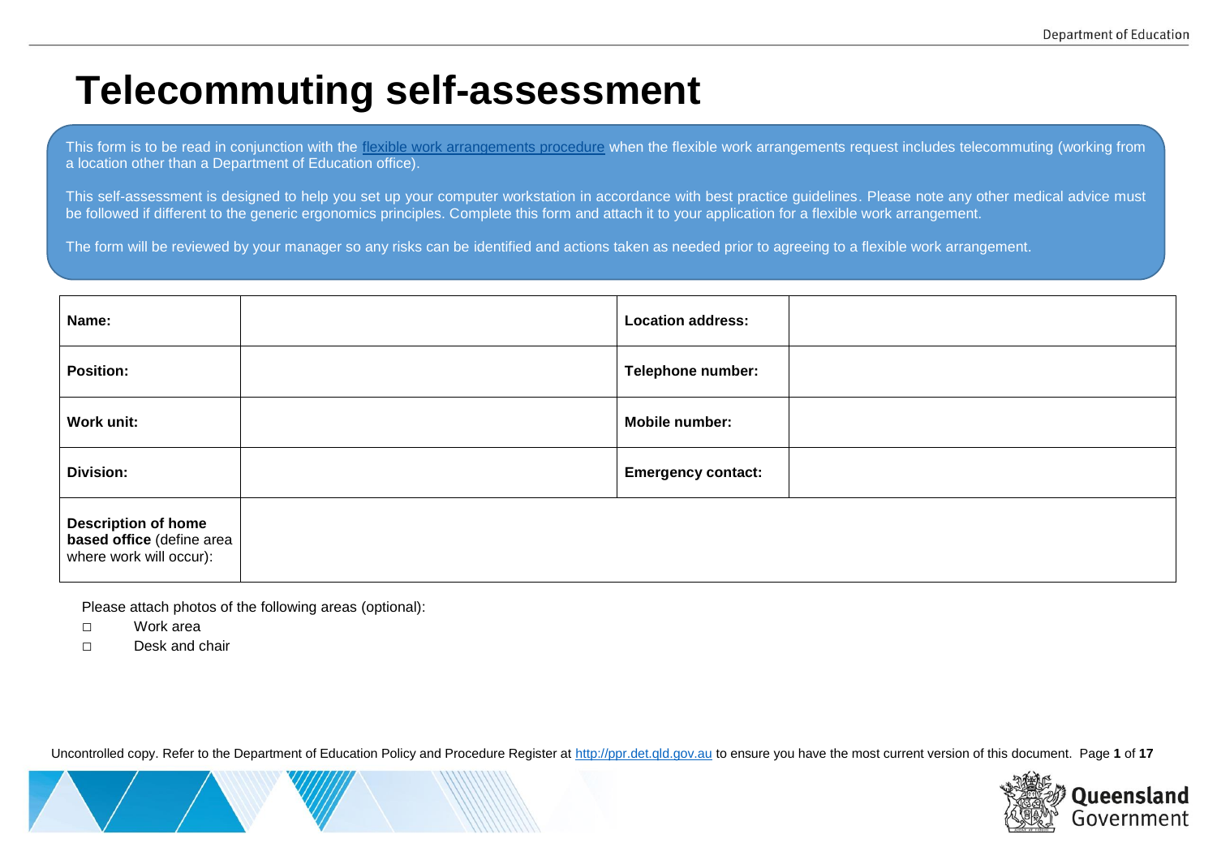# Telecommuting self-assessment

This form is to be read in conjunction with the flexible work arrangements procedure when the flexible work arrangements request includes telecommuting (working from a location other than a Department of Education office).

This self-assessment is designed to help you set up your computer workstation in accordance with best practice guidelines. Please note any other medical advice must be followed if different to the generic ergonomics principles. Complete this form and attach it to your application for a flexible work arrangement.

The form will be reviewed by your manager so any risks can be identified and actions taken as needed prior to agreeing to a flexible work arrangement.

| | | | |
|---|---|---|---|
| **Name:** | | **Location address:** | |
| **Position:** | | **Telephone number:** | |
| **Work unit:** | | **Mobile number:** | |
| **Division:** | | **Emergency contact:** | |
| **Description of home based office** (define area where work will occur): | | | |

Please attach photos of the following areas (optional):

- ☐ Work area
- ☐ Desk and chair

Uncontrolled copy. Refer to the Department of Education Policy and Procedure Register at http://ppr.det.qld.gov.au to ensure you have the most current version of this document.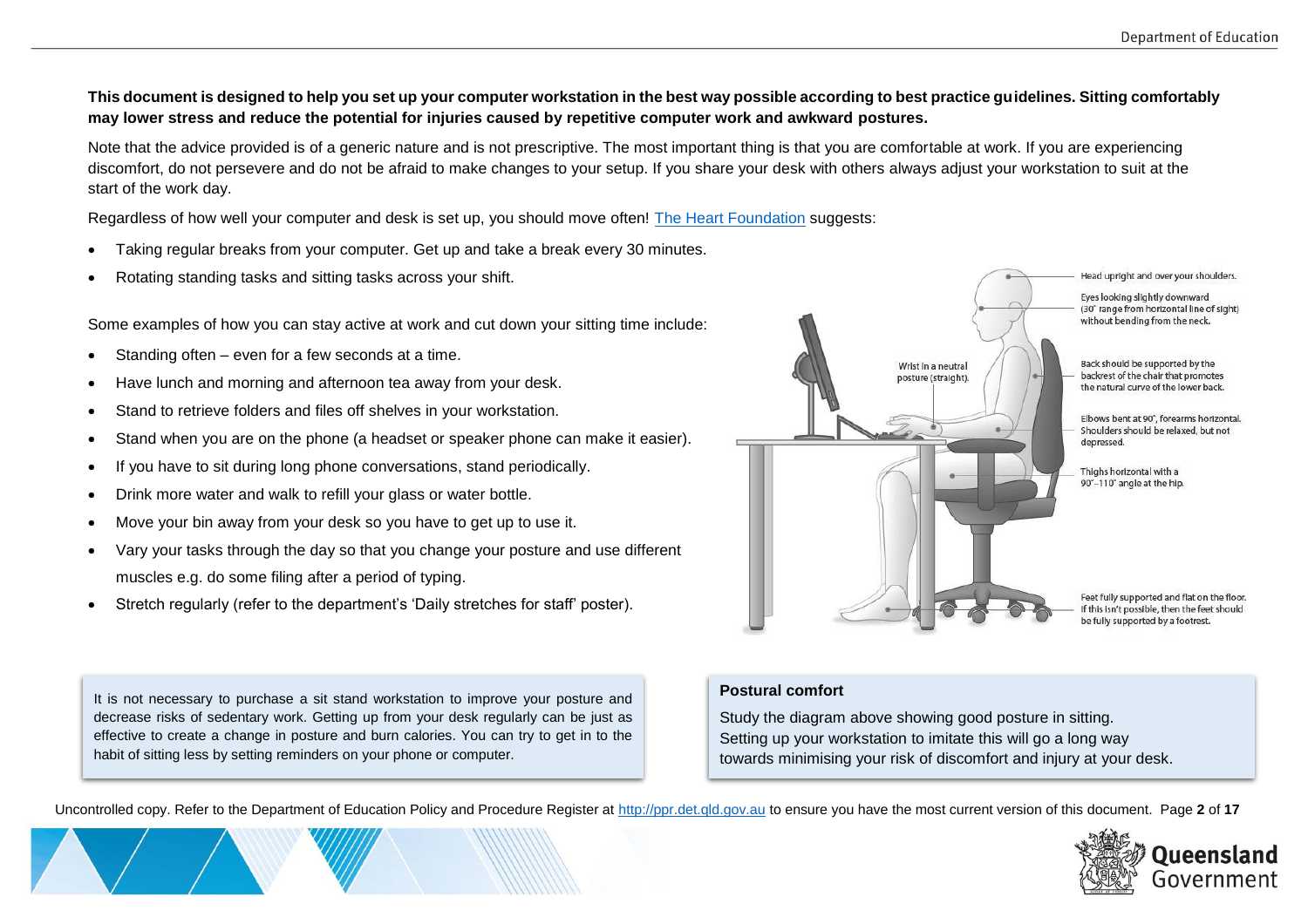**This document is designed to help you set up your computer workstation in the best way possible according to best practice guidelines. Sitting comfortably may lower stress and reduce the potential for injuries caused by repetitive computer work and awkward postures.**

Note that the advice provided is of a generic nature and is not prescriptive. The most important thing is that you are comfortable at work. If you are experiencing discomfort, do not persevere and do not be afraid to make changes to your setup. If you share your desk with others always adjust your workstation to suit at the start of the work day.

Regardless of how well your computer and desk is set up, you should move often! [The Heart Foundation](The Heart Foundation) suggests:

- Taking regular breaks from your computer. Get up and take a break every 30 minutes.
- Rotating standing tasks and sitting tasks across your shift.

Some examples of how you can stay active at work and cut down your sitting time include:

- Standing often – even for a few seconds at a time.
- Have lunch and morning and afternoon tea away from your desk.
- Stand to retrieve folders and files off shelves in your workstation.
- Stand when you are on the phone (a headset or speaker phone can make it easier).
- If you have to sit during long phone conversations, stand periodically.
- Drink more water and walk to refill your glass or water bottle.
- Move your bin away from your desk so you have to get up to use it.
- Vary your tasks through the day so that you change your posture and use different muscles e.g. do some filing after a period of typing.
- Stretch regularly (refer to the department's 'Daily stretches for staff' poster).

Wrist in a neutral posture (straight).

Head upright and over your shoulders.

Eyes looking slightly downward (30° range from horizontal line of sight) without bending from the neck.

Back should be supported by the backrest of the chair that promotes the natural curve of the lower back.

Elbows bent at 90°, forearms horizontal. Shoulders should be relaxed, but not depressed.

Thighs horizontal with a 90°–110° angle at the hip.

Feet fully supported and flat on the floor. If this isn't possible, then the feet should be fully supported by a footrest.

It is not necessary to purchase a sit stand workstation to improve your posture and decrease risks of sedentary work. Getting up from your desk regularly can be just as effective to create a change in posture and burn calories. You can try to get in to the habit of sitting less by setting reminders on your phone or computer.

**Postural comfort**

Study the diagram above showing good posture in sitting. Setting up your workstation to imitate this will go a long way towards minimising your risk of discomfort and injury at your desk.

Uncontrolled copy. Refer to the Department of Education Policy and Procedure Register at http://ppr.det.qld.gov.au to ensure you have the most current version of this document.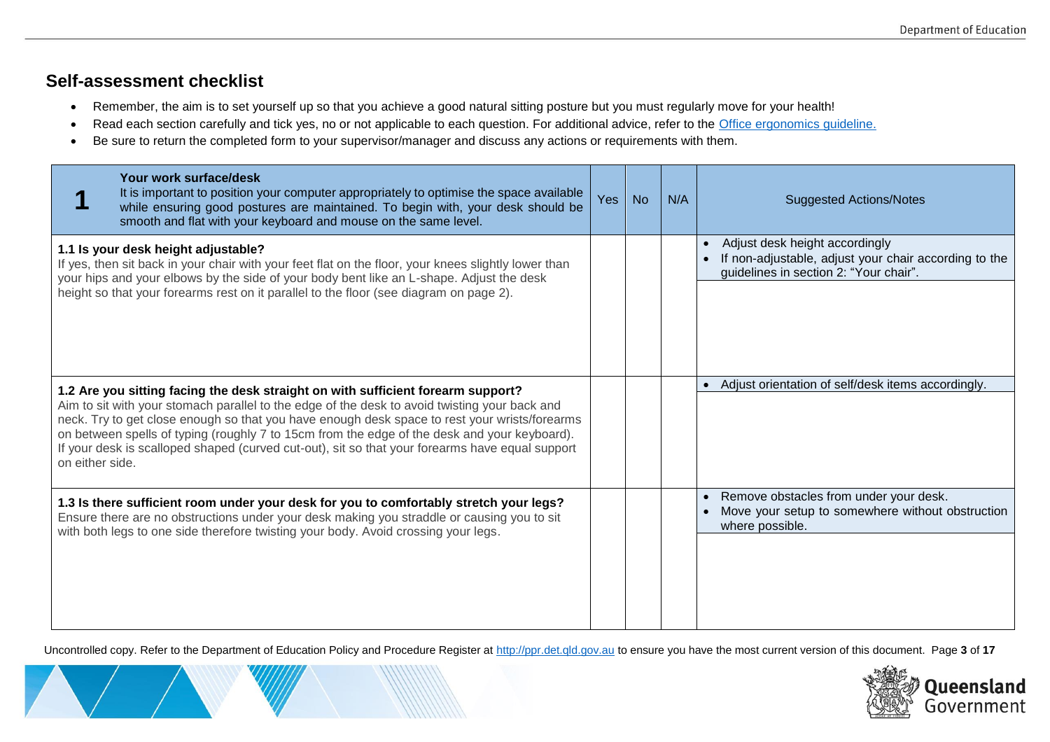## Self-assessment checklist

- Remember, the aim is to set yourself up so that you achieve a good natural sitting posture but you must regularly move for your health!
- Read each section carefully and tick yes, no or not applicable to each question. For additional advice, refer to the Office ergonomics guideline.
- Be sure to return the completed form to your supervisor/manager and discuss any actions or requirements with them.

| **1** **Your work surface/desk** It is important to position your computer appropriately to optimise the space available while ensuring good postures are maintained. To begin with, your desk should be smooth and flat with your keyboard and mouse on the same level. | Yes | No | N/A | Suggested Actions/Notes |
|---|---|---|---|---|
| **1.1 Is your desk height adjustable?** If yes, then sit back in your chair with your feet flat on the floor, your knees slightly lower than your hips and your elbows by the side of your body bent like an L-shape. Adjust the desk height so that your forearms rest on it parallel to the floor (see diagram on page 2). | | | | • Adjust desk height accordingly • If non-adjustable, adjust your chair according to the guidelines in section 2: "Your chair". |
| **1.2 Are you sitting facing the desk straight on with sufficient forearm support?** Aim to sit with your stomach parallel to the edge of the desk to avoid twisting your back and neck. Try to get close enough so that you have enough desk space to rest your wrists/forearms on between spells of typing (roughly 7 to 15cm from the edge of the desk and your keyboard). If your desk is scalloped shaped (curved cut-out), sit so that your forearms have equal support on either side. | | | | • Adjust orientation of self/desk items accordingly. |
| **1.3 Is there sufficient room under your desk for you to comfortably stretch your legs?** Ensure there are no obstructions under your desk making you straddle or causing you to sit with both legs to one side therefore twisting your body. Avoid crossing your legs. | | | | • Remove obstacles from under your desk. • Move your setup to somewhere without obstruction where possible. |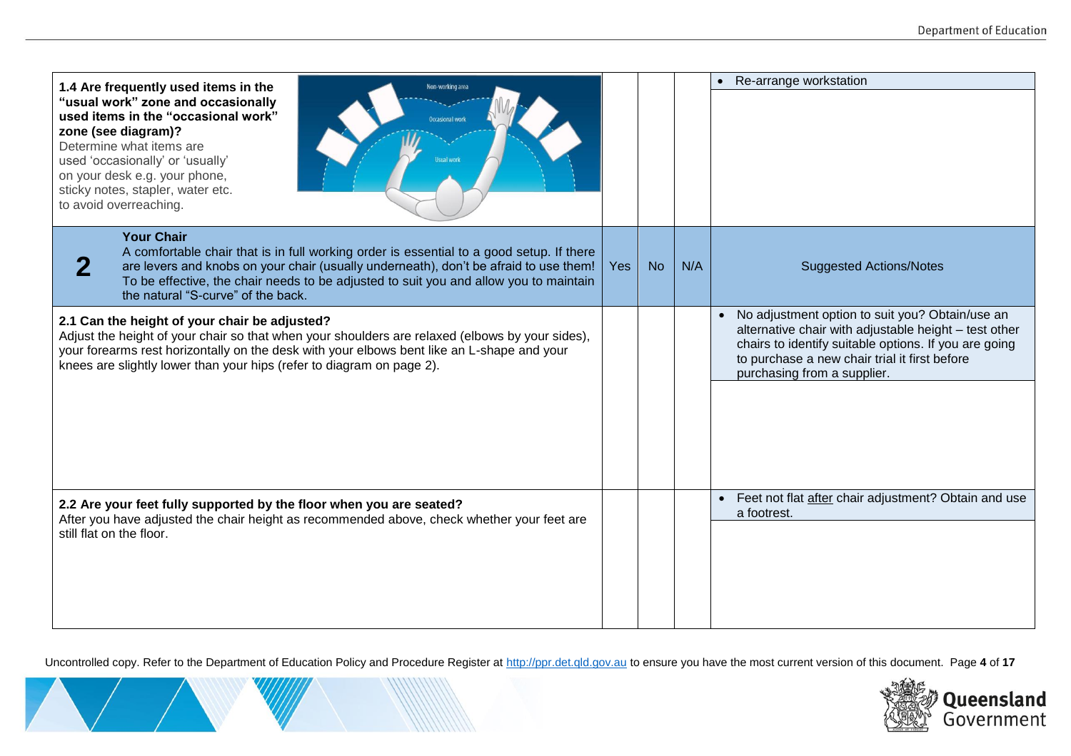| 1.4 Are frequently used items in the "usual work" zone and occasionally used items in the "occasional work" zone (see diagram)? Determine what items are used 'occasionally' or 'usually' on your desk e.g. your phone, sticky notes, stapler, water etc. to avoid overreaching. | | | | • Re-arrange workstation |
|---|---|---|---|---|
| **2** **Your Chair** A comfortable chair that is in full working order is essential to a good setup. If there are levers and knobs on your chair (usually underneath), don't be afraid to use them! To be effective, the chair needs to be adjusted to suit you and allow you to maintain the natural "S-curve" of the back. | Yes | No | N/A | Suggested Actions/Notes |
| **2.1 Can the height of your chair be adjusted?** Adjust the height of your chair so that when your shoulders are relaxed (elbows by your sides), your forearms rest horizontally on the desk with your elbows bent like an L-shape and your knees are slightly lower than your hips (refer to diagram on page 2). | | | | • No adjustment option to suit you? Obtain/use an alternative chair with adjustable height – test other chairs to identify suitable options. If you are going to purchase a new chair trial it first before purchasing from a supplier. |
| **2.2 Are your feet fully supported by the floor when you are seated?** After you have adjusted the chair height as recommended above, check whether your feet are still flat on the floor. | | | | • Feet not flat after chair adjustment? Obtain and use a footrest. |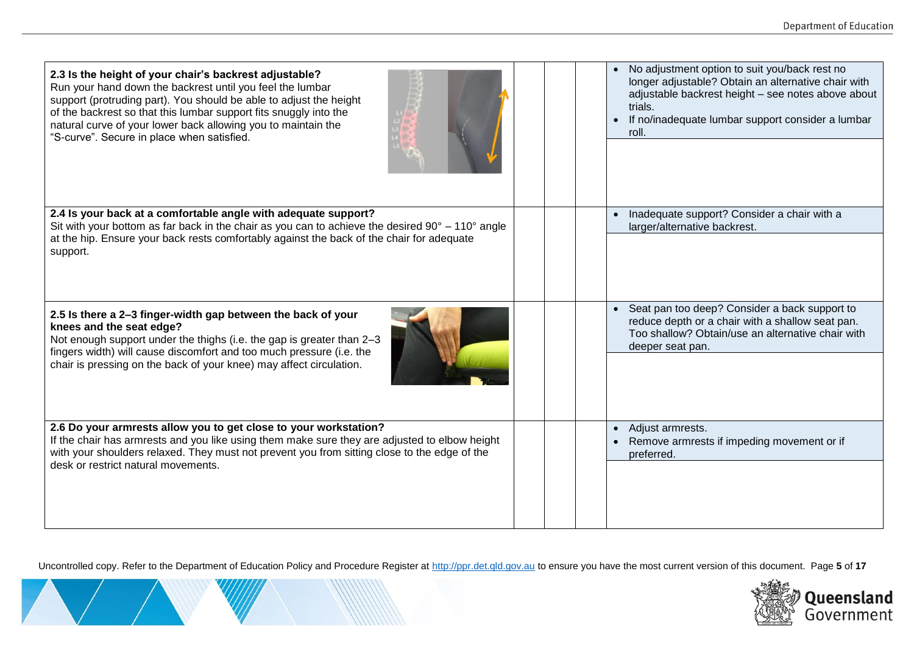| | | | | |
|---|---|---|---|---|
| **2.3 Is the height of your chair's backrest adjustable?** Run your hand down the backrest until you feel the lumbar support (protruding part). You should be able to adjust the height of the backrest so that this lumbar support fits snuggly into the natural curve of your lower back allowing you to maintain the "S-curve". Secure in place when satisfied. | | | | • No adjustment option to suit you/back rest no longer adjustable? Obtain an alternative chair with adjustable backrest height – see notes above about trials. • If no/inadequate lumbar support consider a lumbar roll. |
| **2.4 Is your back at a comfortable angle with adequate support?** Sit with your bottom as far back in the chair as you can to achieve the desired 90° – 110° angle at the hip. Ensure your back rests comfortably against the back of the chair for adequate support. | | | | • Inadequate support? Consider a chair with a larger/alternative backrest. |
| **2.5 Is there a 2–3 finger-width gap between the back of your knees and the seat edge?** Not enough support under the thighs (i.e. the gap is greater than 2–3 fingers width) will cause discomfort and too much pressure (i.e. the chair is pressing on the back of your knee) may affect circulation. | | | | • Seat pan too deep? Consider a back support to reduce depth or a chair with a shallow seat pan. Too shallow? Obtain/use an alternative chair with deeper seat pan. |
| **2.6 Do your armrests allow you to get close to your workstation?** If the chair has armrests and you like using them make sure they are adjusted to elbow height with your shoulders relaxed. They must not prevent you from sitting close to the edge of the desk or restrict natural movements. | | | | • Adjust armrests. • Remove armrests if impeding movement or if preferred. |

Uncontrolled copy. Refer to the Department of Education Policy and Procedure Register at http://ppr.det.qld.gov.au to ensure you have the most current version of this document.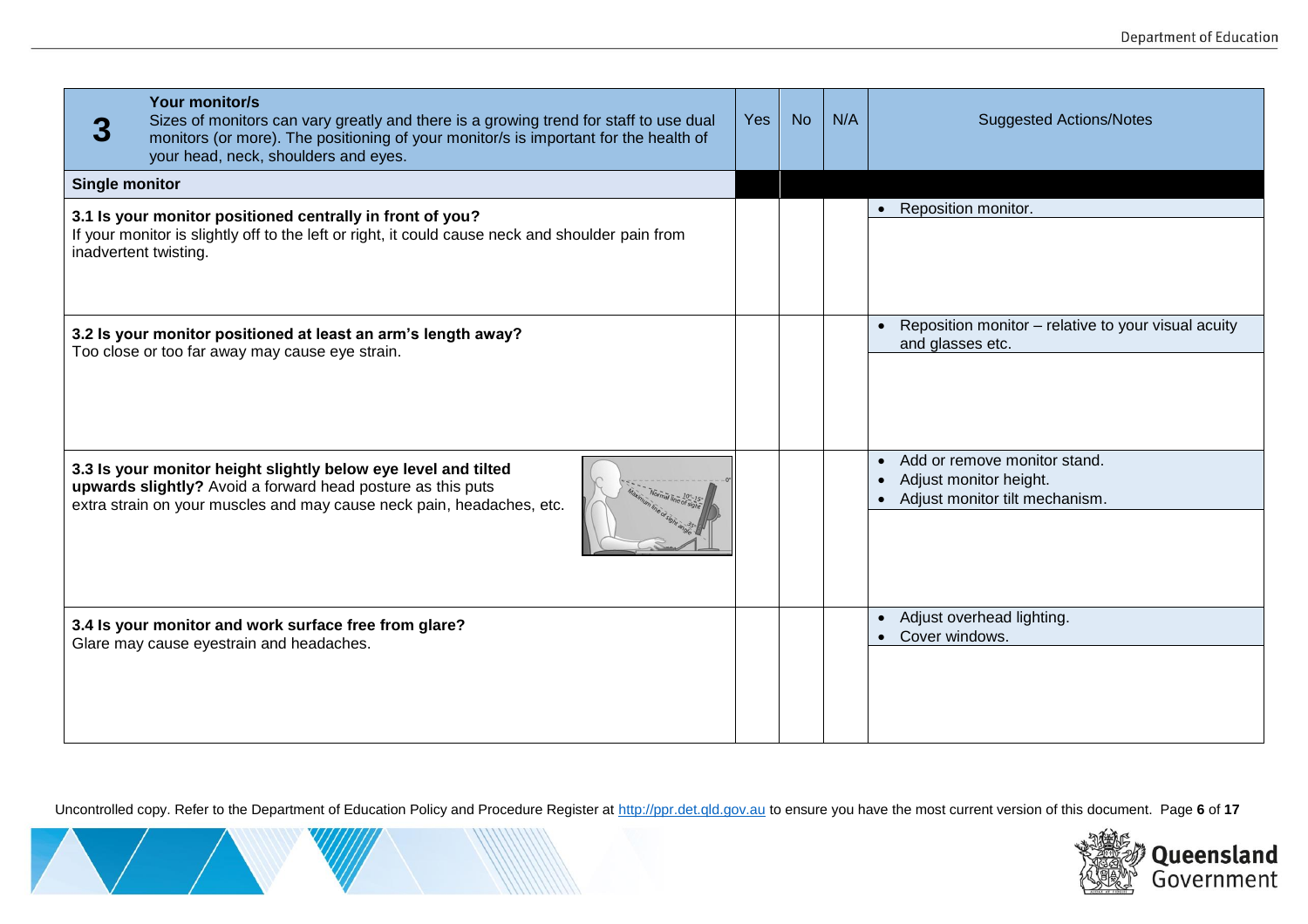| 3 | **Your monitor/s** Sizes of monitors can vary greatly and there is a growing trend for staff to use dual monitors (or more). The positioning of your monitor/s is important for the health of your head, neck, shoulders and eyes. | Yes | No | N/A | Suggested Actions/Notes |
|---|---|---|---|---|---|
| **Single monitor** | | | | | |
| **3.1 Is your monitor positioned centrally in front of you?** If your monitor is slightly off to the left or right, it could cause neck and shoulder pain from inadvertent twisting. | | | | | • Reposition monitor. |
| **3.2 Is your monitor positioned at least an arm's length away?** Too close or too far away may cause eye strain. | | | | | • Reposition monitor – relative to your visual acuity and glasses etc. |
| **3.3 Is your monitor height slightly below eye level and tilted upwards slightly?** Avoid a forward head posture as this puts extra strain on your muscles and may cause neck pain, headaches, etc. | | | | | • Add or remove monitor stand. • Adjust monitor height. • Adjust monitor tilt mechanism. |
| **3.4 Is your monitor and work surface free from glare?** Glare may cause eyestrain and headaches. | | | | | • Adjust overhead lighting. • Cover windows. |

Uncontrolled copy. Refer to the Department of Education Policy and Procedure Register at http://ppr.det.qld.gov.au to ensure you have the most current version of this document.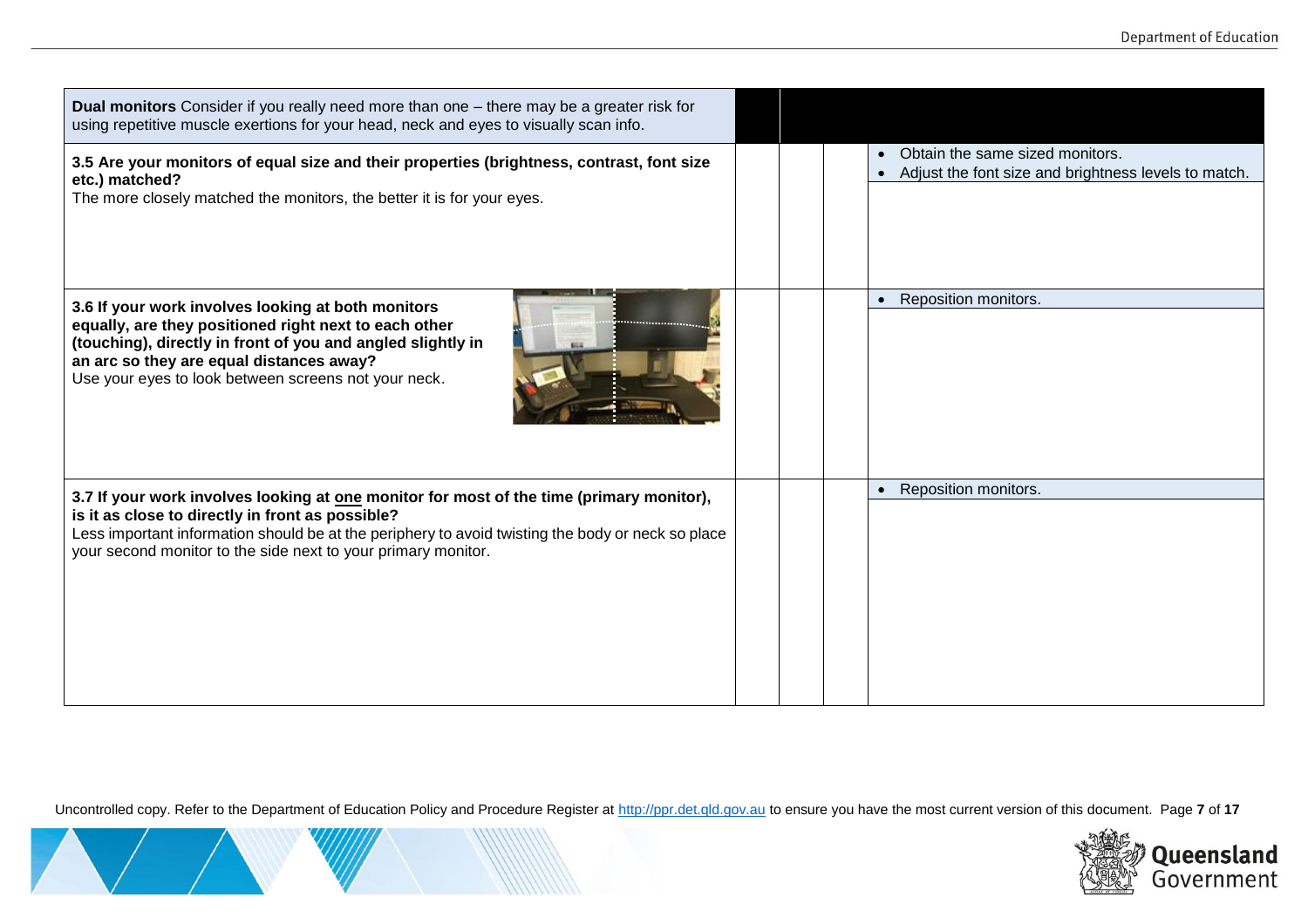| **Dual monitors** Consider if you really need more than one – there may be a greater risk for using repetitive muscle exertions for your head, neck and eyes to visually scan info. | | | |
|---|---|---|---|
| **3.5 Are your monitors of equal size and their properties (brightness, contrast, font size etc.) matched?** The more closely matched the monitors, the better it is for your eyes. | | | • Obtain the same sized monitors. • Adjust the font size and brightness levels to match. |
| **3.6 If your work involves looking at both monitors equally, are they positioned right next to each other (touching), directly in front of you and angled slightly in an arc so they are equal distances away?** Use your eyes to look between screens not your neck. | | | • Reposition monitors. |
| **3.7 If your work involves looking at <u>one</u> monitor for most of the time (primary monitor), is it as close to directly in front as possible?** Less important information should be at the periphery to avoid twisting the body or neck so place your second monitor to the side next to your primary monitor. | | | • Reposition monitors. |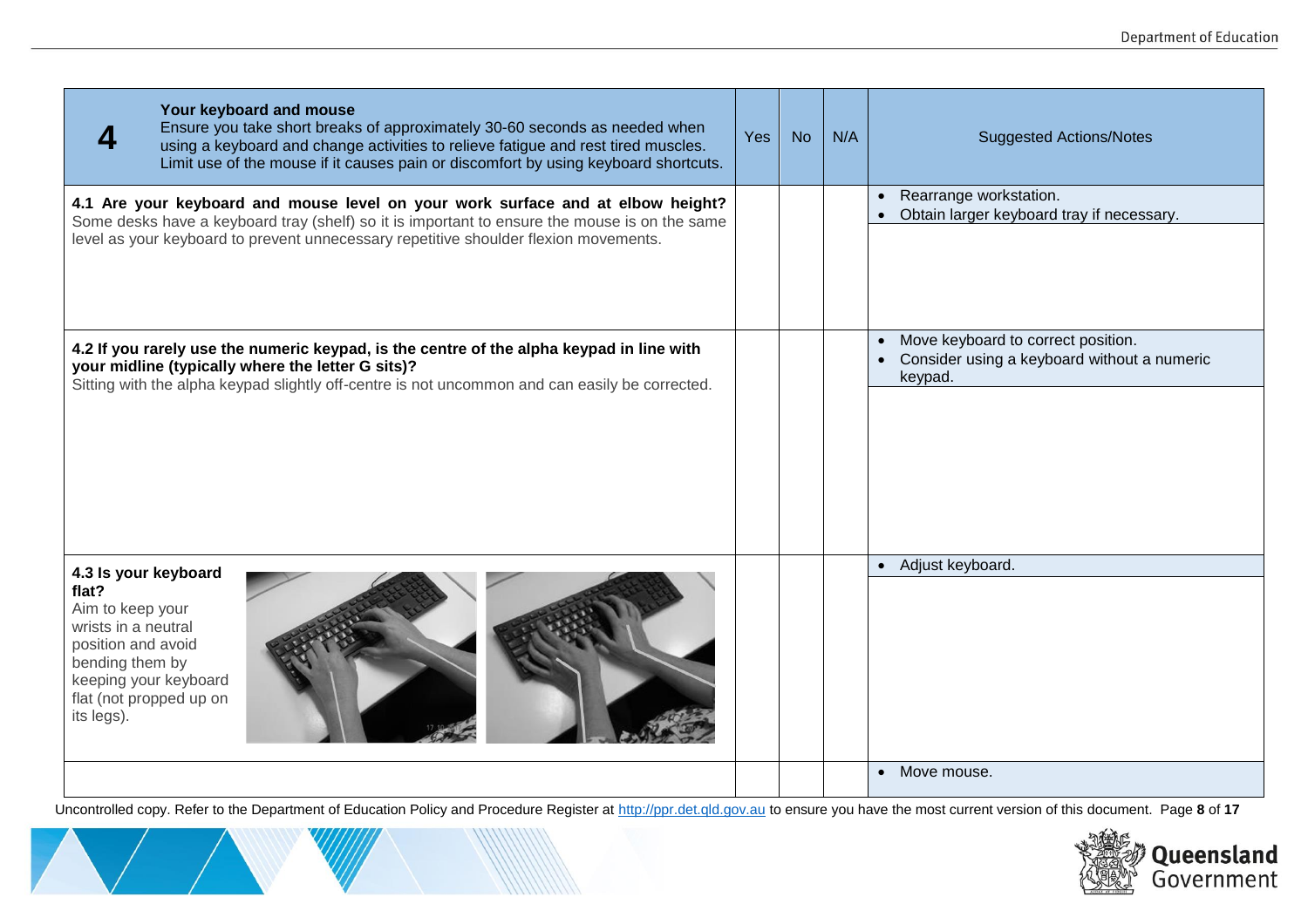| 4 Your keyboard and mouse<br>Ensure you take short breaks of approximately 30-60 seconds as needed when using a keyboard and change activities to relieve fatigue and rest tired muscles. Limit use of the mouse if it causes pain or discomfort by using keyboard shortcuts. | Yes | No | N/A | Suggested Actions/Notes |
|---|---|---|---|---|
| **4.1 Are your keyboard and mouse level on your work surface and at elbow height?**<br>Some desks have a keyboard tray (shelf) so it is important to ensure the mouse is on the same level as your keyboard to prevent unnecessary repetitive shoulder flexion movements. | | | | • Rearrange workstation.<br>• Obtain larger keyboard tray if necessary. |
| **4.2 If you rarely use the numeric keypad, is the centre of the alpha keypad in line with your midline (typically where the letter G sits)?**<br>Sitting with the alpha keypad slightly off-centre is not uncommon and can easily be corrected. | | | | • Move keyboard to correct position.<br>• Consider using a keyboard without a numeric keypad. |
| **4.3 Is your keyboard flat?**<br>Aim to keep your wrists in a neutral position and avoid bending them by keeping your keyboard flat (not propped up on its legs). | | | | • Adjust keyboard. |
| | | | | • Move mouse. |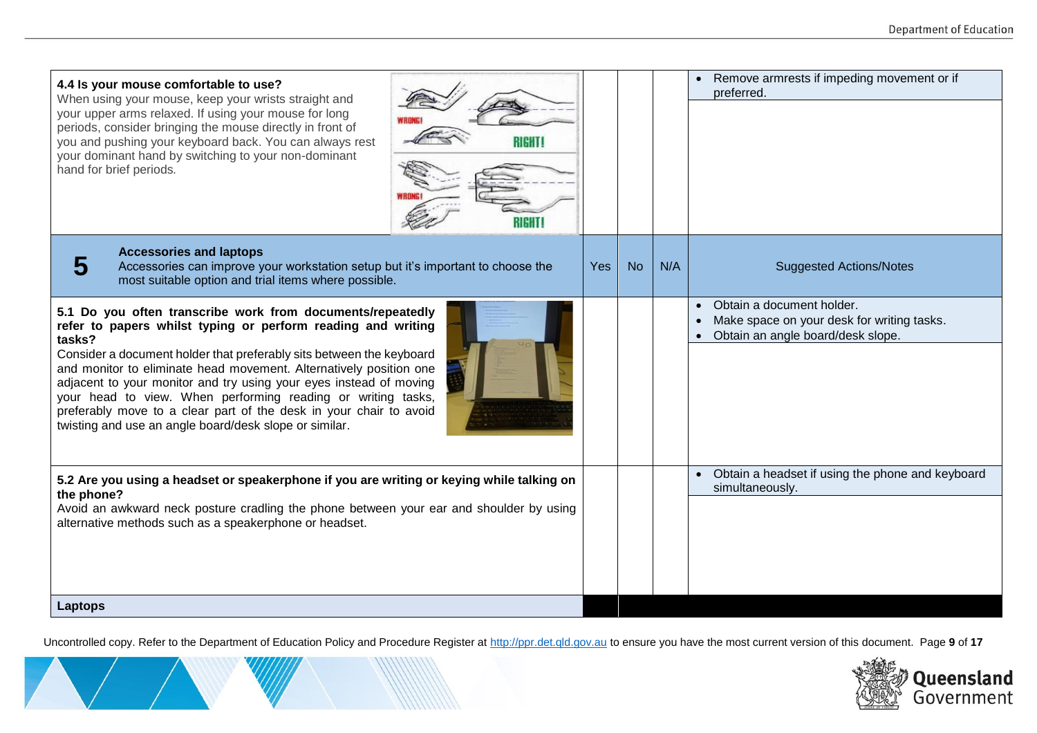| 4.4 Is your mouse comfortable to use? | | | | |
|---|---|---|---|---|
| **4.4 Is your mouse comfortable to use?**<br>When using your mouse, keep your wrists straight and your upper arms relaxed. If using your mouse for long periods, consider bringing the mouse directly in front of you and pushing your keyboard back. You can always rest your dominant hand by switching to your non-dominant hand for brief periods. | | | | • Remove armrests if impeding movement or if preferred. |
| **5 Accessories and laptops**<br>Accessories can improve your workstation setup but it's important to choose the most suitable option and trial items where possible. | Yes | No | N/A | Suggested Actions/Notes |
| **5.1 Do you often transcribe work from documents/repeatedly refer to papers whilst typing or perform reading and writing tasks?**<br>Consider a document holder that preferably sits between the keyboard and monitor to eliminate head movement. Alternatively position one adjacent to your monitor and try using your eyes instead of moving your head to view. When performing reading or writing tasks, preferably move to a clear part of the desk in your chair to avoid twisting and use an angle board/desk slope or similar. | | | | • Obtain a document holder.<br>• Make space on your desk for writing tasks.<br>• Obtain an angle board/desk slope. |
| **5.2 Are you using a headset or speakerphone if you are writing or keying while talking on the phone?**<br>Avoid an awkward neck posture cradling the phone between your ear and shoulder by using alternative methods such as a speakerphone or headset. | | | | • Obtain a headset if using the phone and keyboard simultaneously. |
| **Laptops** | | | | |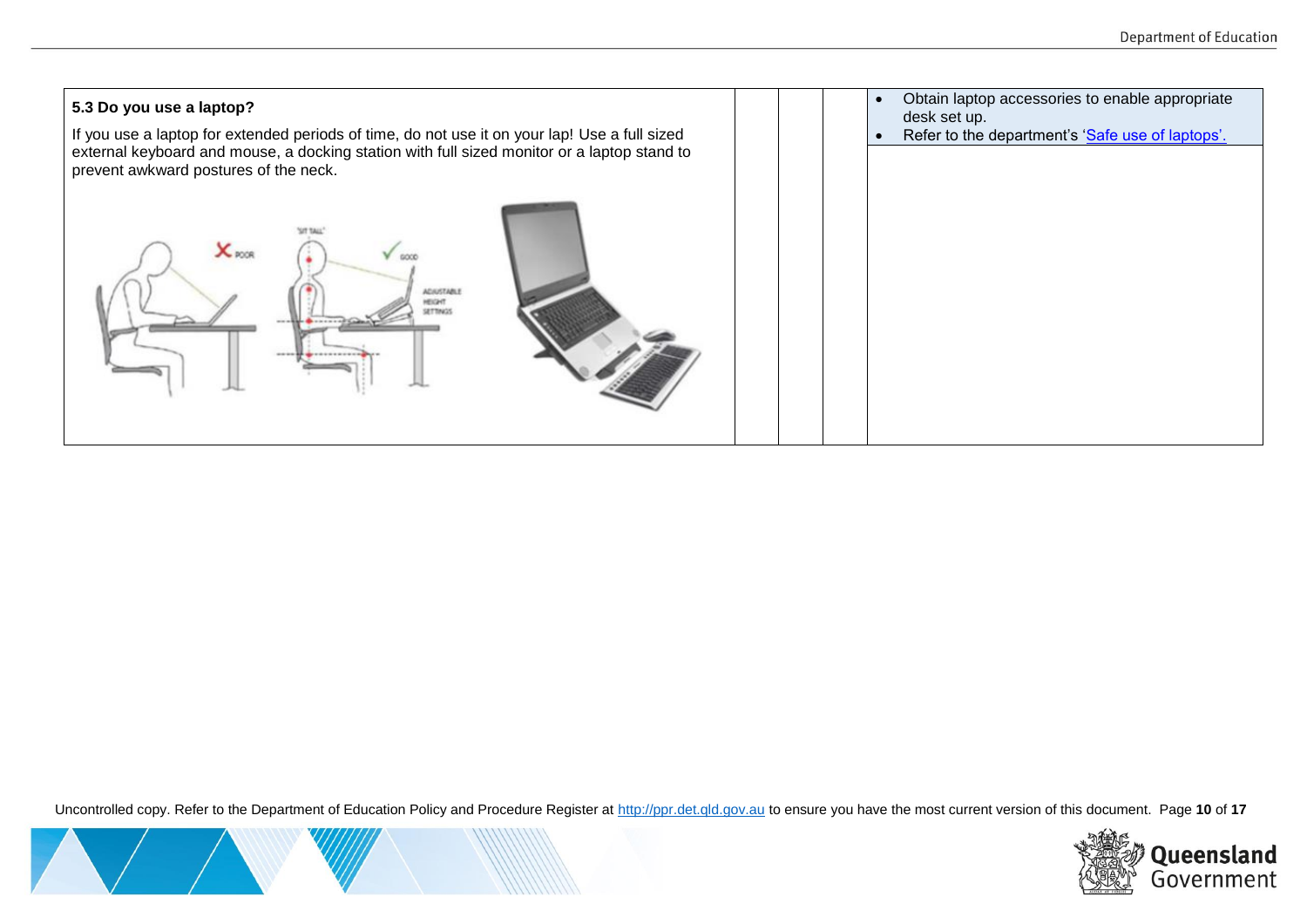| | | | | |
|---|---|---|---|---|
| **5.3 Do you use a laptop?**<br><br>If you use a laptop for extended periods of time, do not use it on your lap! Use a full sized external keyboard and mouse, a docking station with full sized monitor or a laptop stand to prevent awkward postures of the neck. | | | | • Obtain laptop accessories to enable appropriate desk set up.<br>• Refer to the department's 'Safe use of laptops'. |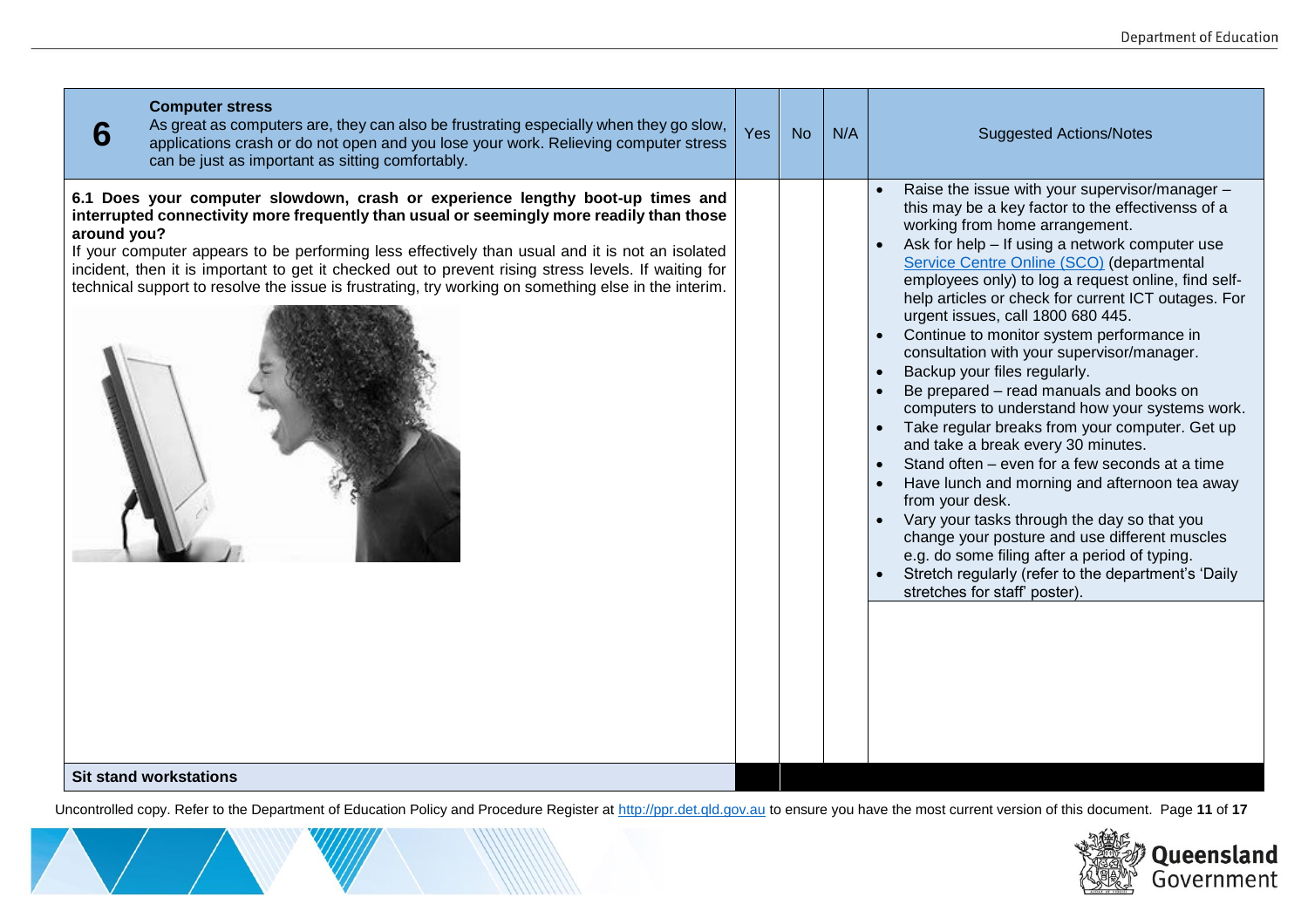| 6 | **Computer stress** As great as computers are, they can also be frustrating especially when they go slow, applications crash or do not open and you lose your work. Relieving computer stress can be just as important as sitting comfortably. | Yes | No | N/A | Suggested Actions/Notes |
|---|---|---|---|---|---|
| | **6.1 Does your computer slowdown, crash or experience lengthy boot-up times and interrupted connectivity more frequently than usual or seemingly more readily than those around you?** If your computer appears to be performing less effectively than usual and it is not an isolated incident, then it is important to get it checked out to prevent rising stress levels. If waiting for technical support to resolve the issue is frustrating, try working on something else in the interim. | | | | • Raise the issue with your supervisor/manager – this may be a key factor to the effectivenss of a working from home arrangement. • Ask for help – If using a network computer use Service Centre Online (SCO) (departmental employees only) to log a request online, find self-help articles or check for current ICT outages. For urgent issues, call 1800 680 445. • Continue to monitor system performance in consultation with your supervisor/manager. • Backup your files regularly. • Be prepared – read manuals and books on computers to understand how your systems work. • Take regular breaks from your computer. Get up and take a break every 30 minutes. • Stand often – even for a few seconds at a time • Have lunch and morning and afternoon tea away from your desk. • Vary your tasks through the day so that you change your posture and use different muscles e.g. do some filing after a period of typing. • Stretch regularly (refer to the department's 'Daily stretches for staff' poster). |
| | **Sit stand workstations** | | | | |

Uncontrolled copy. Refer to the Department of Education Policy and Procedure Register at http://ppr.det.qld.gov.au to ensure you have the most current version of this document.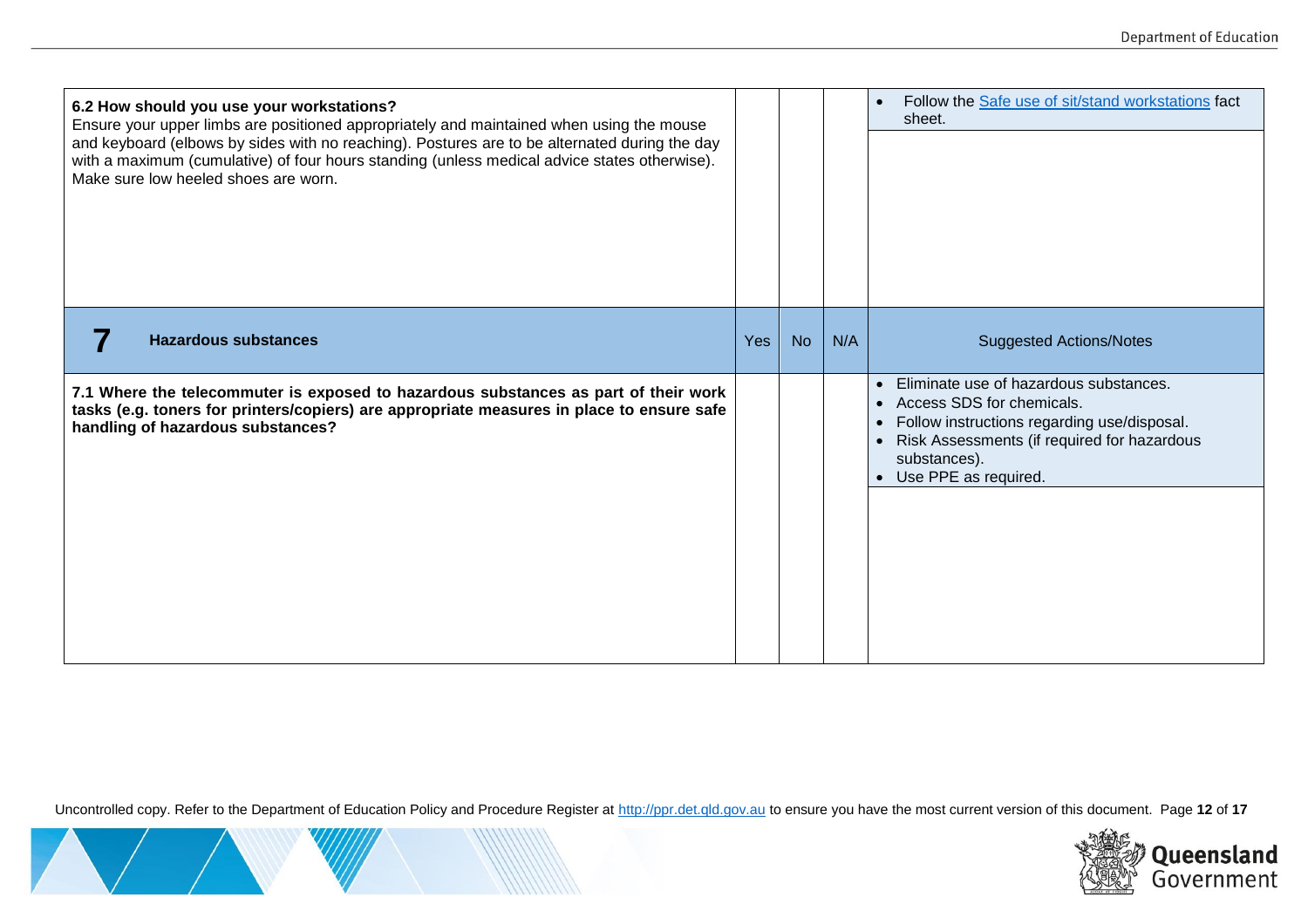| 6.2 How should you use your workstations? | | | | |
|---|---|---|---|---|
| **6.2 How should you use your workstations?**<br>Ensure your upper limbs are positioned appropriately and maintained when using the mouse and keyboard (elbows by sides with no reaching). Postures are to be alternated during the day with a maximum (cumulative) of four hours standing (unless medical advice states otherwise). Make sure low heeled shoes are worn. | | | | • Follow the [Safe use of sit/stand workstations]() fact sheet. |

| **7** **Hazardous substances** | Yes | No | N/A | Suggested Actions/Notes |
|---|---|---|---|---|
| **7.1 Where the telecommuter is exposed to hazardous substances as part of their work tasks (e.g. toners for printers/copiers) are appropriate measures in place to ensure safe handling of hazardous substances?** | | | | • Eliminate use of hazardous substances.<br>• Access SDS for chemicals.<br>• Follow instructions regarding use/disposal.<br>• Risk Assessments (if required for hazardous substances).<br>• Use PPE as required. |

Uncontrolled copy. Refer to the Department of Education Policy and Procedure Register at http://ppr.det.qld.gov.au to ensure you have the most current version of this document.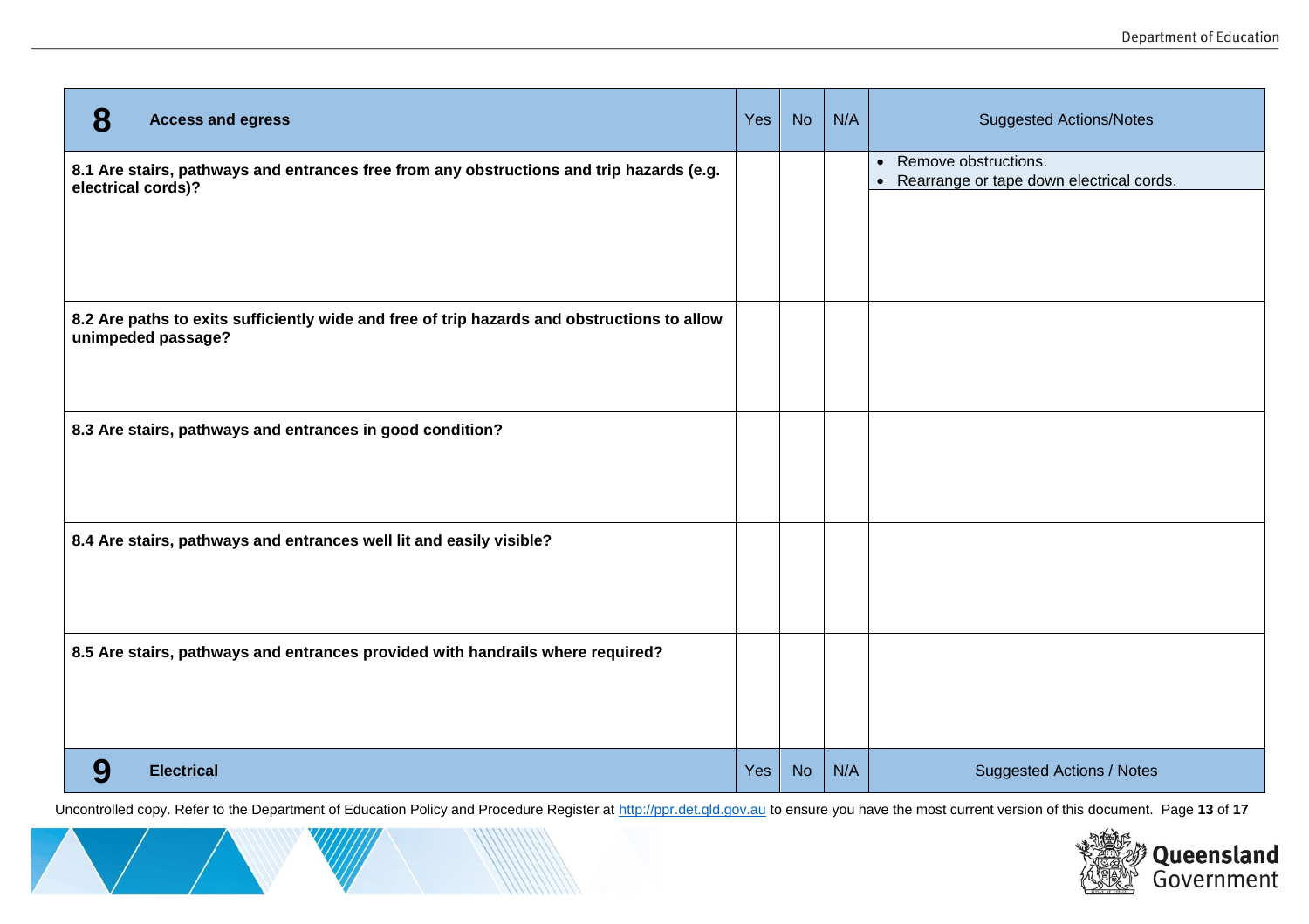| 8 Access and egress | Yes | No | N/A | Suggested Actions/Notes |
|---|---|---|---|---|
| **8.1 Are stairs, pathways and entrances free from any obstructions and trip hazards (e.g. electrical cords)?** | | | | • Remove obstructions.<br>• Rearrange or tape down electrical cords. |
| **8.2 Are paths to exits sufficiently wide and free of trip hazards and obstructions to allow unimpeded passage?** | | | | |
| **8.3 Are stairs, pathways and entrances in good condition?** | | | | |
| **8.4 Are stairs, pathways and entrances well lit and easily visible?** | | | | |
| **8.5 Are stairs, pathways and entrances provided with handrails where required?** | | | | |

| 9 Electrical | Yes | No | N/A | Suggested Actions / Notes |
|---|---|---|---|---|

Uncontrolled copy. Refer to the Department of Education Policy and Procedure Register at http://ppr.det.qld.gov.au to ensure you have the most current version of this document.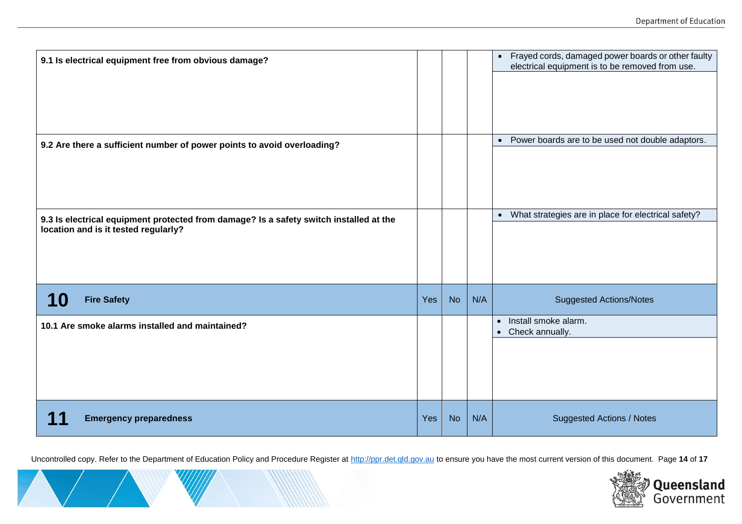| | Yes | No | N/A | Suggested Actions/Notes |
|---|---|---|---|---|
| **9.1 Is electrical equipment free from obvious damage?** | | | | • Frayed cords, damaged power boards or other faulty electrical equipment is to be removed from use. |
| **9.2 Are there a sufficient number of power points to avoid overloading?** | | | | • Power boards are to be used not double adaptors. |
| **9.3 Is electrical equipment protected from damage? Is a safety switch installed at the location and is it tested regularly?** | | | | • What strategies are in place for electrical safety? |

| **10** **Fire Safety** | Yes | No | N/A | Suggested Actions/Notes |
|---|---|---|---|---|
| **10.1 Are smoke alarms installed and maintained?** | | | | • Install smoke alarm.<br>• Check annually. |

| **11** **Emergency preparedness** | Yes | No | N/A | Suggested Actions / Notes |
|---|---|---|---|---|

Uncontrolled copy. Refer to the Department of Education Policy and Procedure Register at http://ppr.det.qld.gov.au to ensure you have the most current version of this document.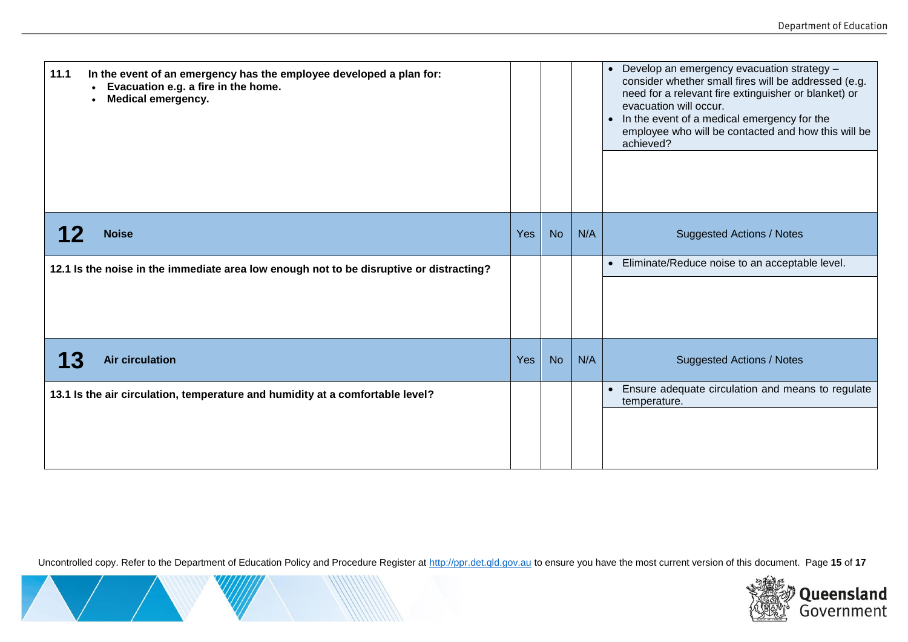| | Yes | No | N/A | Suggested Actions / Notes |
|---|---|---|---|---|
| **11.1 In the event of an emergency has the employee developed a plan for:**<br>• **Evacuation e.g. a fire in the home.**<br>• **Medical emergency.** | | | | • Develop an emergency evacuation strategy – consider whether small fires will be addressed (e.g. need for a relevant fire extinguisher or blanket) or evacuation will occur.<br>• In the event of a medical emergency for the employee who will be contacted and how this will be achieved? |

| **12** **Noise** | Yes | No | N/A | Suggested Actions / Notes |
|---|---|---|---|---|
| **12.1 Is the noise in the immediate area low enough not to be disruptive or distracting?** | | | | • Eliminate/Reduce noise to an acceptable level. |

| **13** **Air circulation** | Yes | No | N/A | Suggested Actions / Notes |
|---|---|---|---|---|
| **13.1 Is the air circulation, temperature and humidity at a comfortable level?** | | | | • Ensure adequate circulation and means to regulate temperature. |

Uncontrolled copy. Refer to the Department of Education Policy and Procedure Register at http://ppr.det.qld.gov.au to ensure you have the most current version of this document.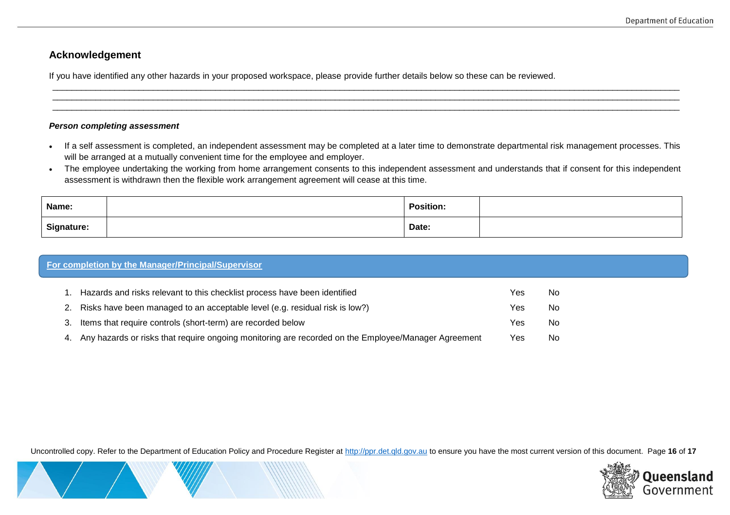## Acknowledgement

If you have identified any other hazards in your proposed workspace, please provide further details below so these can be reviewed.

_______________________________________________________________________________________________________________________________

_______________________________________________________________________________________________________________________________

_______________________________________________________________________________________________________________________________

***Person completing assessment***

- If a self assessment is completed, an independent assessment may be completed at a later time to demonstrate departmental risk management processes. This will be arranged at a mutually convenient time for the employee and employer.
- The employee undertaking the working from home arrangement consents to this independent assessment and understands that if consent for this independent assessment is withdrawn then the flexible work arrangement agreement will cease at this time.

| **Name:** | | **Position:** | |
|---|---|---|---|
| **Signature:** | | **Date:** | |

**For completion by the Manager/Principal/Supervisor**

| | | | |
|---|---|---|---|
| 1. | Hazards and risks relevant to this checklist process have been identified | Yes | No |
| 2. | Risks have been managed to an acceptable level (e.g. residual risk is low?) | Yes | No |
| 3. | Items that require controls (short-term) are recorded below | Yes | No |
| 4. | Any hazards or risks that require ongoing monitoring are recorded on the Employee/Manager Agreement | Yes | No |

Uncontrolled copy. Refer to the Department of Education Policy and Procedure Register at http://ppr.det.qld.gov.au to ensure you have the most current version of this document.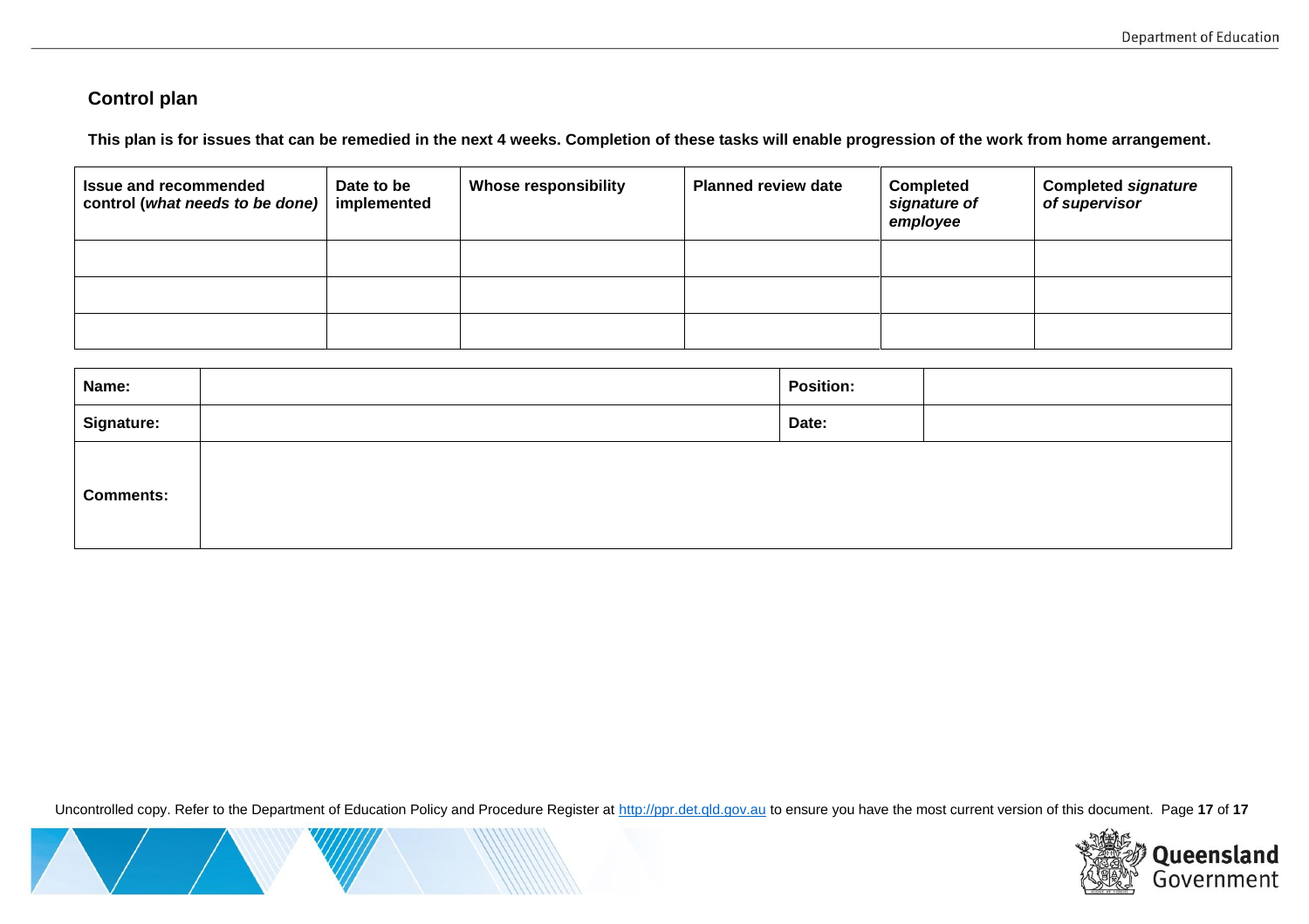## Control plan

**This plan is for issues that can be remedied in the next 4 weeks. Completion of these tasks will enable progression of the work from home arrangement.**

| **Issue and recommended control (*what needs to be done*)** | **Date to be implemented** | **Whose responsibility** | **Planned review date** | **Completed *signature of employee*** | **Completed *signature of supervisor*** |
|---|---|---|---|---|---|
| | | | | | |
| | | | | | |
| | | | | | |

| | | | |
|---|---|---|---|
| **Name:** | | **Position:** | |
| **Signature:** | | **Date:** | |
| **Comments:** | | | |

Uncontrolled copy. Refer to the Department of Education Policy and Procedure Register at [http://ppr.det.qld.gov.au](http://ppr.det.qld.gov.au) to ensure you have the most current version of this document.